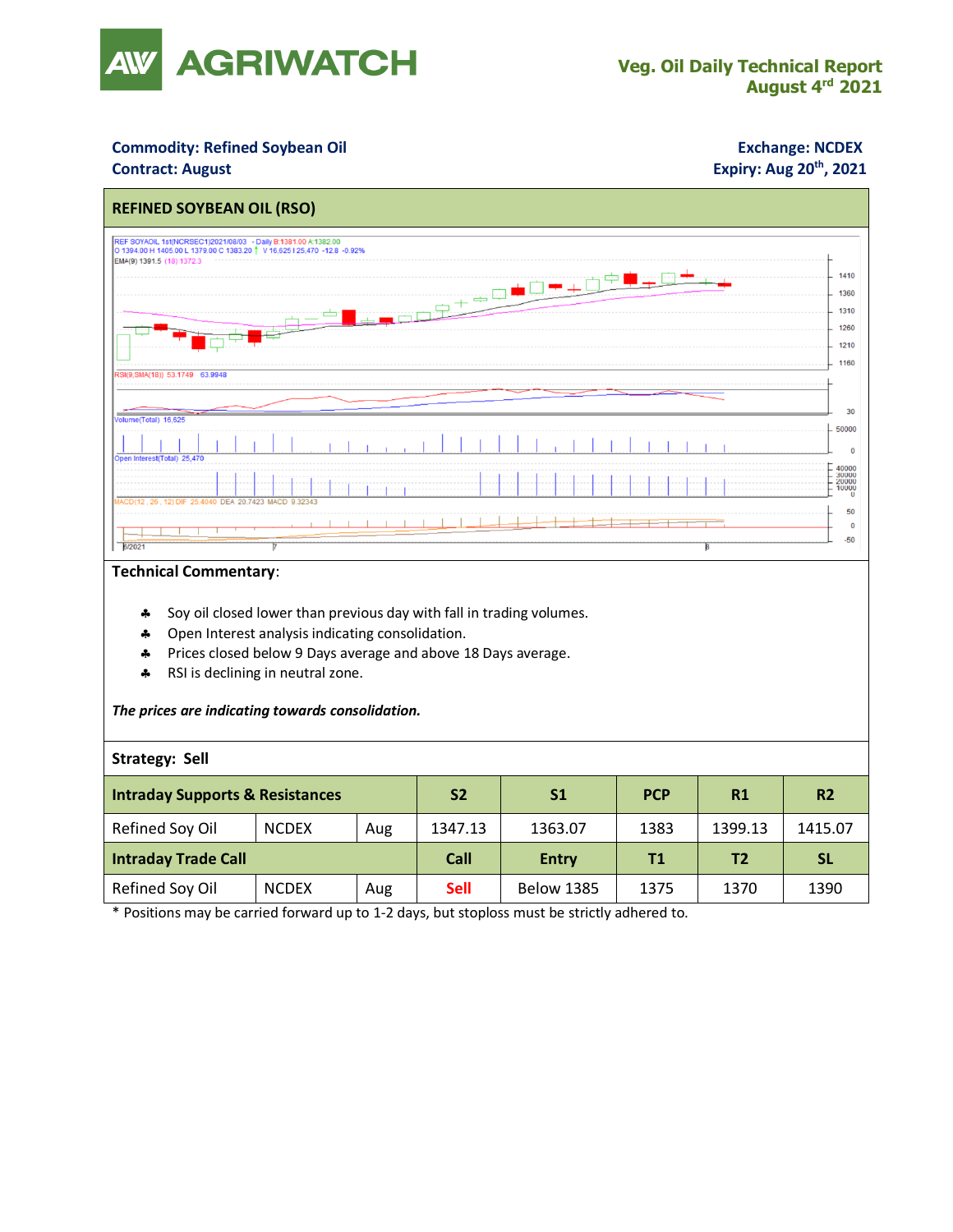# AGRIWATCH

**Veg. Oil Daily Technical Report**
**August 4th 2021**

**Commodity: Refined Soybean Oil**
**Contract: August**

**Exchange: NCDEX**
**Expiry: Aug 20th, 2021**

## REFINED SOYBEAN OIL (RSO)

**Technical Commentary**:

- Soy oil closed lower than previous day with fall in trading volumes.
- Open Interest analysis indicating consolidation.
- Prices closed below 9 Days average and above 18 Days average.
- RSI is declining in neutral zone.

***The prices are indicating towards consolidation.***

**Strategy: Sell**

| **Intraday Supports & Resistances** | | | **S2** | **S1** | **PCP** | **R1** | **R2** |
|---|---|---|---|---|---|---|---|
| Refined Soy Oil | NCDEX | Aug | 1347.13 | 1363.07 | 1383 | 1399.13 | 1415.07 |
| **Intraday Trade Call** | | | **Call** | **Entry** | **T1** | **T2** | **SL** |
| Refined Soy Oil | NCDEX | Aug | Sell | Below 1385 | 1375 | 1370 | 1390 |

\* Positions may be carried forward up to 1-2 days, but stoploss must be strictly adhered to.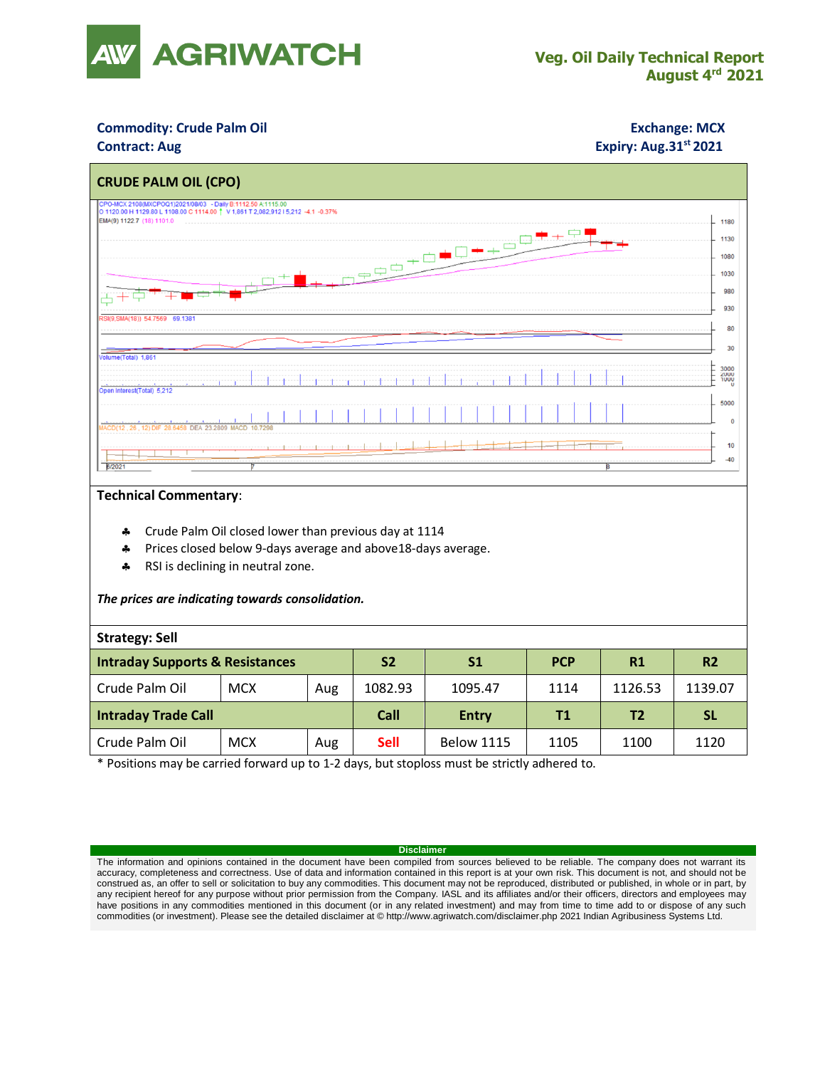# AGRIWATCH

**Veg. Oil Daily Technical Report**
**August 4rd 2021**

**Commodity: Crude Palm Oil**
**Contract: Aug**

**Exchange: MCX**
**Expiry: Aug.31st 2021**

## CRUDE PALM OIL (CPO)

CPO-MCX 2108(MXCPOQ1)2021/08/03 - Daily B:1112.50 A:1115.00
O 1120.00 H 1129.80 L 1108.00 C 1114.00 V 1,861 T 2,082,912 I 5,212 -4.1 -0.37%
EMA(9) 1122.7 (18) 1101.0
RSI(9,SMA(18)) 54.7569 69.1381
Volume(Total) 1,861
Open Interest(Total) 5,212
MACD(12, 26, 12) DIF 26.6458 DEA 23.2809 MACD 10.7298

### Technical Commentary:

- Crude Palm Oil closed lower than previous day at 1114
- Prices closed below 9-days average and above18-days average.
- RSI is declining in neutral zone.

***The prices are indicating towards consolidation.***

**Strategy: Sell**

| **Intraday Supports & Resistances** | | | **S2** | **S1** | **PCP** | **R1** | **R2** |
|---|---|---|---|---|---|---|---|
| Crude Palm Oil | MCX | Aug | 1082.93 | 1095.47 | 1114 | 1126.53 | 1139.07 |
| **Intraday Trade Call** | | | **Call** | **Entry** | **T1** | **T2** | **SL** |
| Crude Palm Oil | MCX | Aug | **Sell** | Below 1115 | 1105 | 1100 | 1120 |

\* Positions may be carried forward up to 1-2 days, but stoploss must be strictly adhered to.

**Disclaimer**

The information and opinions contained in the document have been compiled from sources believed to be reliable. The company does not warrant its accuracy, completeness and correctness. Use of data and information contained in this report is at your own risk. This document is not, and should not be construed as, an offer to sell or solicitation to buy any commodities. This document may not be reproduced, distributed or published, in whole or in part, by any recipient hereof for any purpose without prior permission from the Company. IASL and its affiliates and/or their officers, directors and employees may have positions in any commodities mentioned in this document (or in any related investment) and may from time to time add to or dispose of any such commodities (or investment). Please see the detailed disclaimer at © http://www.agriwatch.com/disclaimer.php 2021 Indian Agribusiness Systems Ltd.